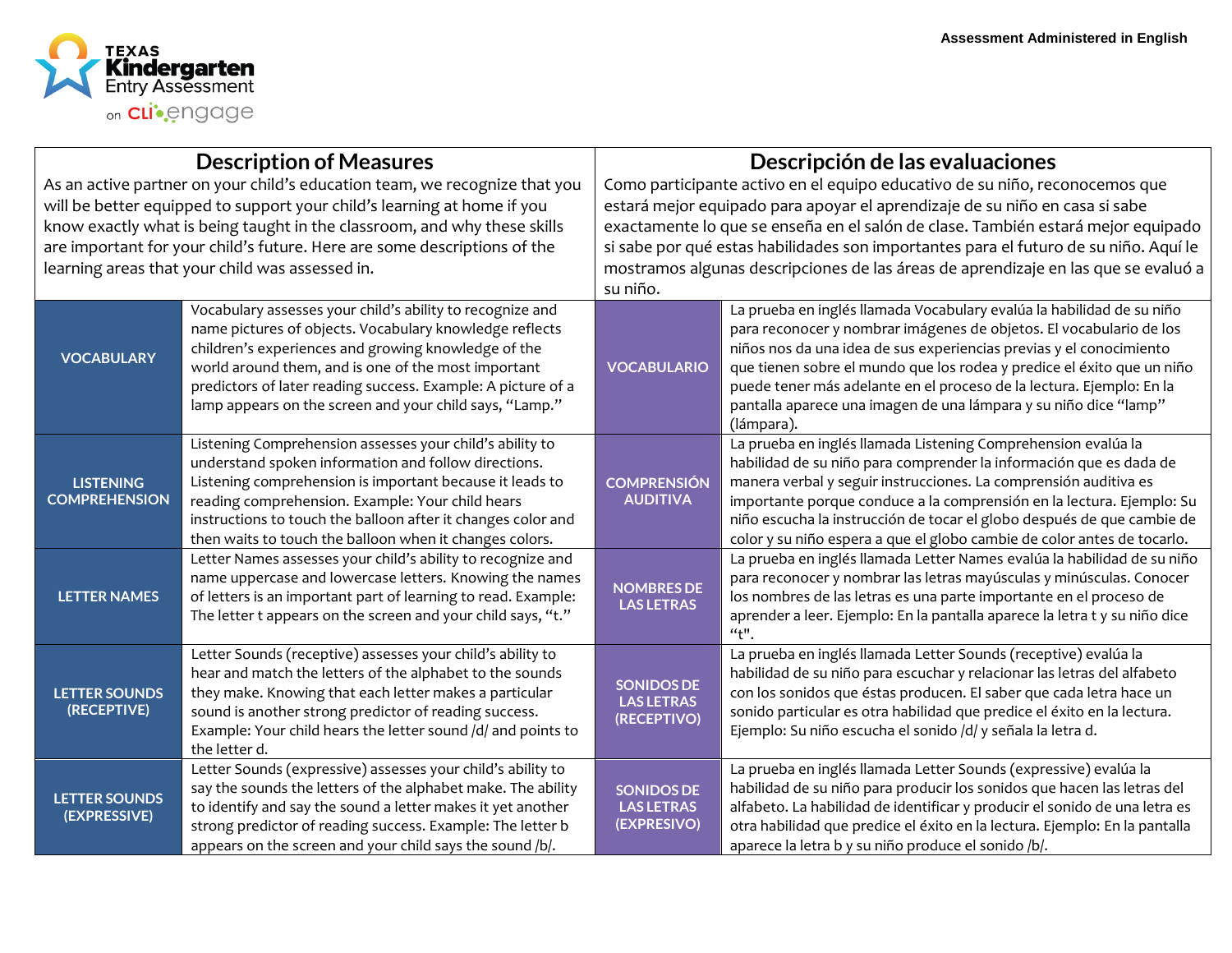TEXAS **Kindergarten** Entry Assessment on CLI engage

Assessment Administered in English

| Description of Measures | | Descripción de las evaluaciones | |
|---|---|---|---|
| As an active partner on your child's education team, we recognize that you will be better equipped to support your child's learning at home if you know exactly what is being taught in the classroom, and why these skills are important for your child's future. Here are some descriptions of the learning areas that your child was assessed in. | | Como participante activo en el equipo educativo de su niño, reconocemos que estará mejor equipado para apoyar el aprendizaje de su niño en casa si sabe exactamente lo que se enseña en el salón de clase. También estará mejor equipado si sabe por qué estas habilidades son importantes para el futuro de su niño. Aquí le mostramos algunas descripciones de las áreas de aprendizaje en las que se evaluó a su niño. | |
| **VOCABULARY** | Vocabulary assesses your child's ability to recognize and name pictures of objects. Vocabulary knowledge reflects children's experiences and growing knowledge of the world around them, and is one of the most important predictors of later reading success. Example: A picture of a lamp appears on the screen and your child says, "Lamp." | **VOCABULARIO** | La prueba en inglés llamada Vocabulary evalúa la habilidad de su niño para reconocer y nombrar imágenes de objetos. El vocabulario de los niños nos da una idea de sus experiencias previas y el conocimiento que tienen sobre el mundo que los rodea y predice el éxito que un niño puede tener más adelante en el proceso de la lectura. Ejemplo: En la pantalla aparece una imagen de una lámpara y su niño dice "lamp" (lámpara). |
| **LISTENING COMPREHENSION** | Listening Comprehension assesses your child's ability to understand spoken information and follow directions. Listening comprehension is important because it leads to reading comprehension. Example: Your child hears instructions to touch the balloon after it changes color and then waits to touch the balloon when it changes colors. | **COMPRENSIÓN AUDITIVA** | La prueba en inglés llamada Listening Comprehension evalúa la habilidad de su niño para comprender la información que es dada de manera verbal y seguir instrucciones. La comprensión auditiva es importante porque conduce a la comprensión en la lectura. Ejemplo: Su niño escucha la instrucción de tocar el globo después de que cambie de color y su niño espera a que el globo cambie de color antes de tocarlo. |
| **LETTER NAMES** | Letter Names assesses your child's ability to recognize and name uppercase and lowercase letters. Knowing the names of letters is an important part of learning to read. Example: The letter t appears on the screen and your child says, "t." | **NOMBRES DE LAS LETRAS** | La prueba en inglés llamada Letter Names evalúa la habilidad de su niño para reconocer y nombrar las letras mayúsculas y minúsculas. Conocer los nombres de las letras es una parte importante en el proceso de aprender a leer. Ejemplo: En la pantalla aparece la letra t y su niño dice "t". |
| **LETTER SOUNDS (RECEPTIVE)** | Letter Sounds (receptive) assesses your child's ability to hear and match the letters of the alphabet to the sounds they make. Knowing that each letter makes a particular sound is another strong predictor of reading success. Example: Your child hears the letter sound /d/ and points to the letter d. | **SONIDOS DE LAS LETRAS (RECEPTIVO)** | La prueba en inglés llamada Letter Sounds (receptive) evalúa la habilidad de su niño para escuchar y relacionar las letras del alfabeto con los sonidos que éstas producen. El saber que cada letra hace un sonido particular es otra habilidad que predice el éxito en la lectura. Ejemplo: Su niño escucha el sonido /d/ y señala la letra d. |
| **LETTER SOUNDS (EXPRESSIVE)** | Letter Sounds (expressive) assesses your child's ability to say the sounds the letters of the alphabet make. The ability to identify and say the sound a letter makes it yet another strong predictor of reading success. Example: The letter b appears on the screen and your child says the sound /b/. | **SONIDOS DE LAS LETRAS (EXPRESIVO)** | La prueba en inglés llamada Letter Sounds (expressive) evalúa la habilidad de su niño para producir los sonidos que hacen las letras del alfabeto. La habilidad de identificar y producir el sonido de una letra es otra habilidad que predice el éxito en la lectura. Ejemplo: En la pantalla aparece la letra b y su niño produce el sonido /b/. |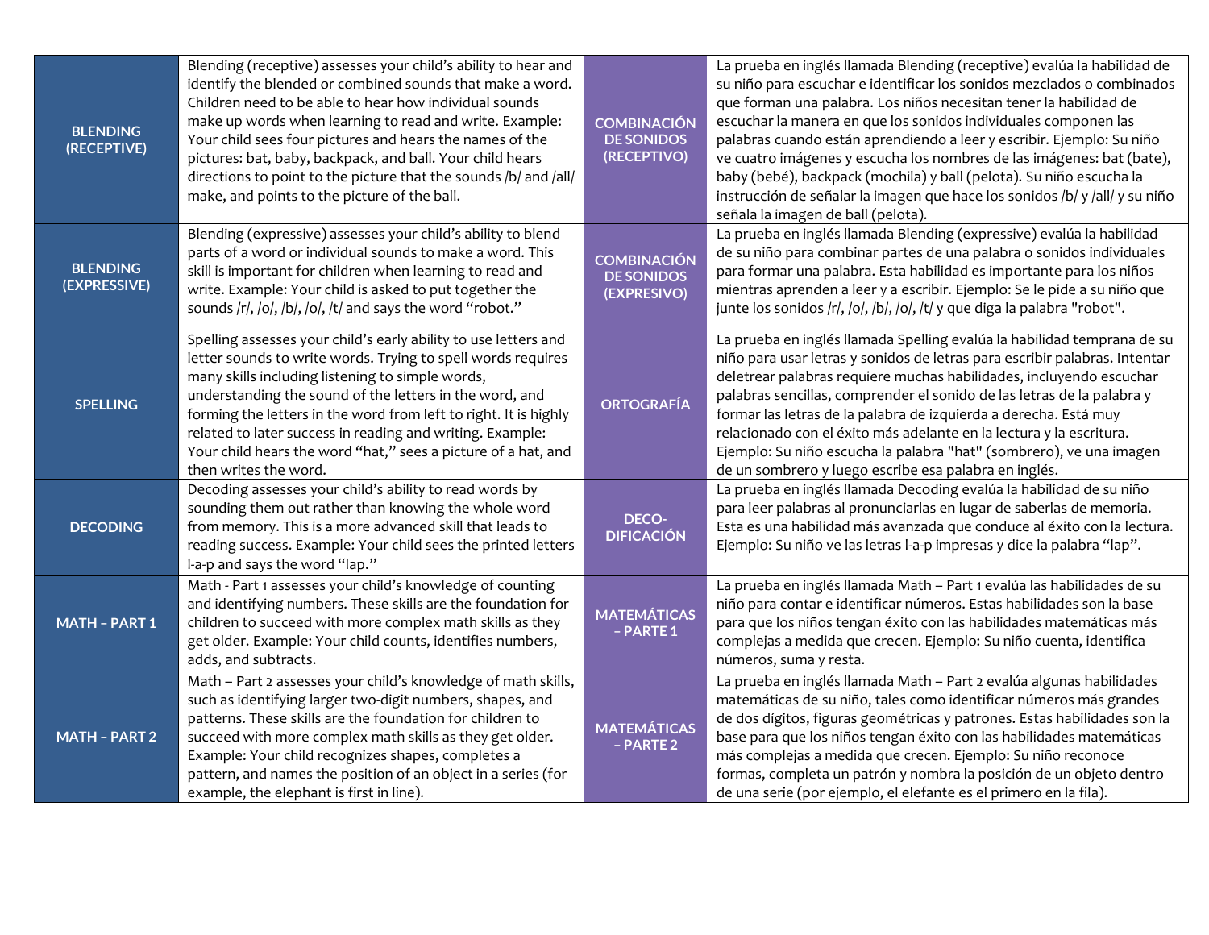| | | | |
|---|---|---|---|
| **BLENDING (RECEPTIVE)** | Blending (receptive) assesses your child's ability to hear and identify the blended or combined sounds that make a word. Children need to be able to hear how individual sounds make up words when learning to read and write. Example: Your child sees four pictures and hears the names of the pictures: bat, baby, backpack, and ball. Your child hears directions to point to the picture that the sounds /b/ and /all/ make, and points to the picture of the ball. | **COMBINACIÓN DE SONIDOS (RECEPTIVO)** | La prueba en inglés llamada Blending (receptive) evalúa la habilidad de su niño para escuchar e identificar los sonidos mezclados o combinados que forman una palabra. Los niños necesitan tener la habilidad de escuchar la manera en que los sonidos individuales componen las palabras cuando están aprendiendo a leer y escribir. Ejemplo: Su niño ve cuatro imágenes y escucha los nombres de las imágenes: bat (bate), baby (bebé), backpack (mochila) y ball (pelota). Su niño escucha la instrucción de señalar la imagen que hace los sonidos /b/ y /all/ y su niño señala la imagen de ball (pelota). |
| **BLENDING (EXPRESSIVE)** | Blending (expressive) assesses your child's ability to blend parts of a word or individual sounds to make a word. This skill is important for children when learning to read and write. Example: Your child is asked to put together the sounds /r/, /o/, /b/, /o/, /t/ and says the word "robot." | **COMBINACIÓN DE SONIDOS (EXPRESIVO)** | La prueba en inglés llamada Blending (expressive) evalúa la habilidad de su niño para combinar partes de una palabra o sonidos individuales para formar una palabra. Esta habilidad es importante para los niños mientras aprenden a leer y a escribir. Ejemplo: Se le pide a su niño que junte los sonidos /r/, /o/, /b/, /o/, /t/ y que diga la palabra "robot". |
| **SPELLING** | Spelling assesses your child's early ability to use letters and letter sounds to write words. Trying to spell words requires many skills including listening to simple words, understanding the sound of the letters in the word, and forming the letters in the word from left to right. It is highly related to later success in reading and writing. Example: Your child hears the word "hat," sees a picture of a hat, and then writes the word. | **ORTOGRAFÍA** | La prueba en inglés llamada Spelling evalúa la habilidad temprana de su niño para usar letras y sonidos de letras para escribir palabras. Intentar deletrear palabras requiere muchas habilidades, incluyendo escuchar palabras sencillas, comprender el sonido de las letras de la palabra y formar las letras de la palabra de izquierda a derecha. Está muy relacionado con el éxito más adelante en la lectura y la escritura. Ejemplo: Su niño escucha la palabra "hat" (sombrero), ve una imagen de un sombrero y luego escribe esa palabra en inglés. |
| **DECODING** | Decoding assesses your child's ability to read words by sounding them out rather than knowing the whole word from memory. This is a more advanced skill that leads to reading success. Example: Your child sees the printed letters l-a-p and says the word "lap." | **DECO-DIFICACIÓN** | La prueba en inglés llamada Decoding evalúa la habilidad de su niño para leer palabras al pronunciarlas en lugar de saberlas de memoria. Esta es una habilidad más avanzada que conduce al éxito con la lectura. Ejemplo: Su niño ve las letras l-a-p impresas y dice la palabra "lap". |
| **MATH – PART 1** | Math - Part 1 assesses your child's knowledge of counting and identifying numbers. These skills are the foundation for children to succeed with more complex math skills as they get older. Example: Your child counts, identifies numbers, adds, and subtracts. | **MATEMÁTICAS – PARTE 1** | La prueba en inglés llamada Math – Part 1 evalúa las habilidades de su niño para contar e identificar números. Estas habilidades son la base para que los niños tengan éxito con las habilidades matemáticas más complejas a medida que crecen. Ejemplo: Su niño cuenta, identifica números, suma y resta. |
| **MATH – PART 2** | Math – Part 2 assesses your child's knowledge of math skills, such as identifying larger two-digit numbers, shapes, and patterns. These skills are the foundation for children to succeed with more complex math skills as they get older. Example: Your child recognizes shapes, completes a pattern, and names the position of an object in a series (for example, the elephant is first in line). | **MATEMÁTICAS – PARTE 2** | La prueba en inglés llamada Math – Part 2 evalúa algunas habilidades matemáticas de su niño, tales como identificar números más grandes de dos dígitos, figuras geométricas y patrones. Estas habilidades son la base para que los niños tengan éxito con las habilidades matemáticas más complejas a medida que crecen. Ejemplo: Su niño reconoce formas, completa un patrón y nombra la posición de un objeto dentro de una serie (por ejemplo, el elefante es el primero en la fila). |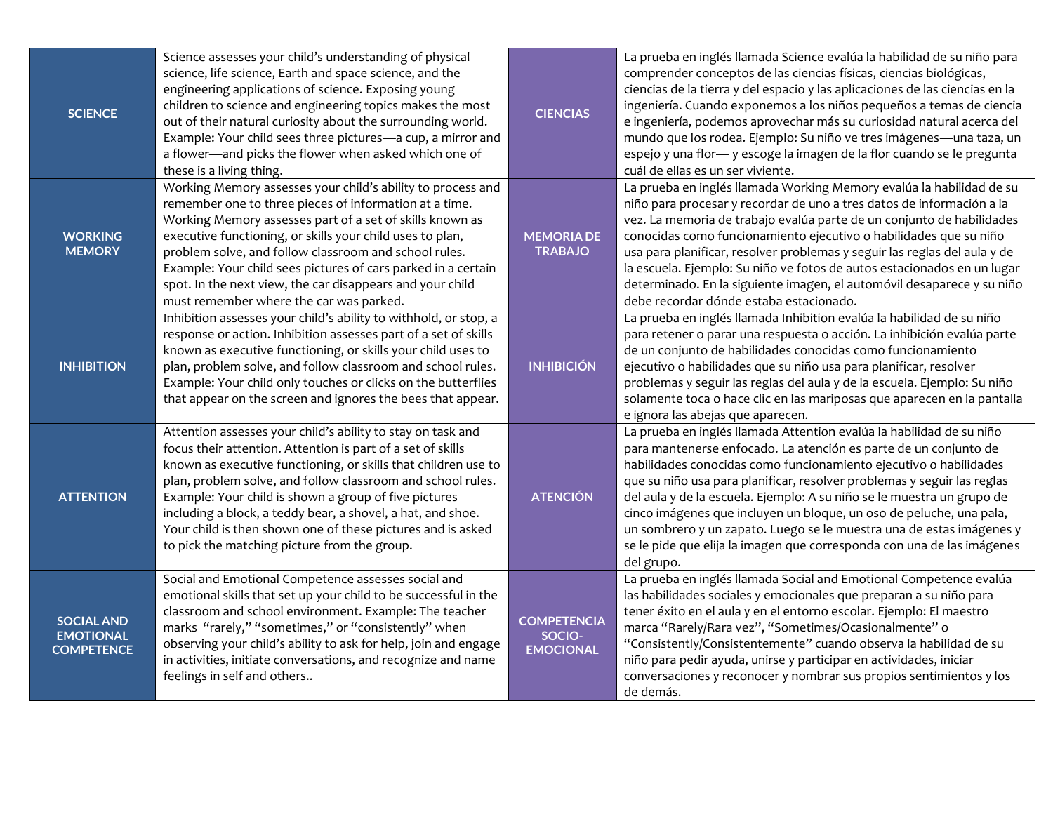| | | | |
|---|---|---|---|
| **SCIENCE** | Science assesses your child's understanding of physical science, life science, Earth and space science, and the engineering applications of science. Exposing young children to science and engineering topics makes the most out of their natural curiosity about the surrounding world. Example: Your child sees three pictures—a cup, a mirror and a flower—and picks the flower when asked which one of these is a living thing. | **CIENCIAS** | La prueba en inglés llamada Science evalúa la habilidad de su niño para comprender conceptos de las ciencias físicas, ciencias biológicas, ciencias de la tierra y del espacio y las aplicaciones de las ciencias en la ingeniería. Cuando exponemos a los niños pequeños a temas de ciencia e ingeniería, podemos aprovechar más su curiosidad natural acerca del mundo que los rodea. Ejemplo: Su niño ve tres imágenes—una taza, un espejo y una flor— y escoge la imagen de la flor cuando se le pregunta cuál de ellas es un ser viviente. |
| **WORKING MEMORY** | Working Memory assesses your child's ability to process and remember one to three pieces of information at a time. Working Memory assesses part of a set of skills known as executive functioning, or skills your child uses to plan, problem solve, and follow classroom and school rules. Example: Your child sees pictures of cars parked in a certain spot. In the next view, the car disappears and your child must remember where the car was parked. | **MEMORIA DE TRABAJO** | La prueba en inglés llamada Working Memory evalúa la habilidad de su niño para procesar y recordar de uno a tres datos de información a la vez. La memoria de trabajo evalúa parte de un conjunto de habilidades conocidas como funcionamiento ejecutivo o habilidades que su niño usa para planificar, resolver problemas y seguir las reglas del aula y de la escuela. Ejemplo: Su niño ve fotos de autos estacionados en un lugar determinado. En la siguiente imagen, el automóvil desaparece y su niño debe recordar dónde estaba estacionado. |
| **INHIBITION** | Inhibition assesses your child's ability to withhold, or stop, a response or action. Inhibition assesses part of a set of skills known as executive functioning, or skills your child uses to plan, problem solve, and follow classroom and school rules. Example: Your child only touches or clicks on the butterflies that appear on the screen and ignores the bees that appear. | **INHIBICIÓN** | La prueba en inglés llamada Inhibition evalúa la habilidad de su niño para retener o parar una respuesta o acción. La inhibición evalúa parte de un conjunto de habilidades conocidas como funcionamiento ejecutivo o habilidades que su niño usa para planificar, resolver problemas y seguir las reglas del aula y de la escuela. Ejemplo: Su niño solamente toca o hace clic en las mariposas que aparecen en la pantalla e ignora las abejas que aparecen. |
| **ATTENTION** | Attention assesses your child's ability to stay on task and focus their attention. Attention is part of a set of skills known as executive functioning, or skills that children use to plan, problem solve, and follow classroom and school rules. Example: Your child is shown a group of five pictures including a block, a teddy bear, a shovel, a hat, and shoe. Your child is then shown one of these pictures and is asked to pick the matching picture from the group. | **ATENCIÓN** | La prueba en inglés llamada Attention evalúa la habilidad de su niño para mantenerse enfocado. La atención es parte de un conjunto de habilidades conocidas como funcionamiento ejecutivo o habilidades que su niño usa para planificar, resolver problemas y seguir las reglas del aula y de la escuela. Ejemplo: A su niño se le muestra un grupo de cinco imágenes que incluyen un bloque, un oso de peluche, una pala, un sombrero y un zapato. Luego se le muestra una de estas imágenes y se le pide que elija la imagen que corresponda con una de las imágenes del grupo. |
| **SOCIAL AND EMOTIONAL COMPETENCE** | Social and Emotional Competence assesses social and emotional skills that set up your child to be successful in the classroom and school environment. Example: The teacher marks "rarely," "sometimes," or "consistently" when observing your child's ability to ask for help, join and engage in activities, initiate conversations, and recognize and name feelings in self and others.. | **COMPETENCIA SOCIO-EMOCIONAL** | La prueba en inglés llamada Social and Emotional Competence evalúa las habilidades sociales y emocionales que preparan a su niño para tener éxito en el aula y en el entorno escolar. Ejemplo: El maestro marca "Rarely/Rara vez", "Sometimes/Ocasionalmente" o "Consistently/Consistentemente" cuando observa la habilidad de su niño para pedir ayuda, unirse y participar en actividades, iniciar conversaciones y reconocer y nombrar sus propios sentimientos y los de demás. |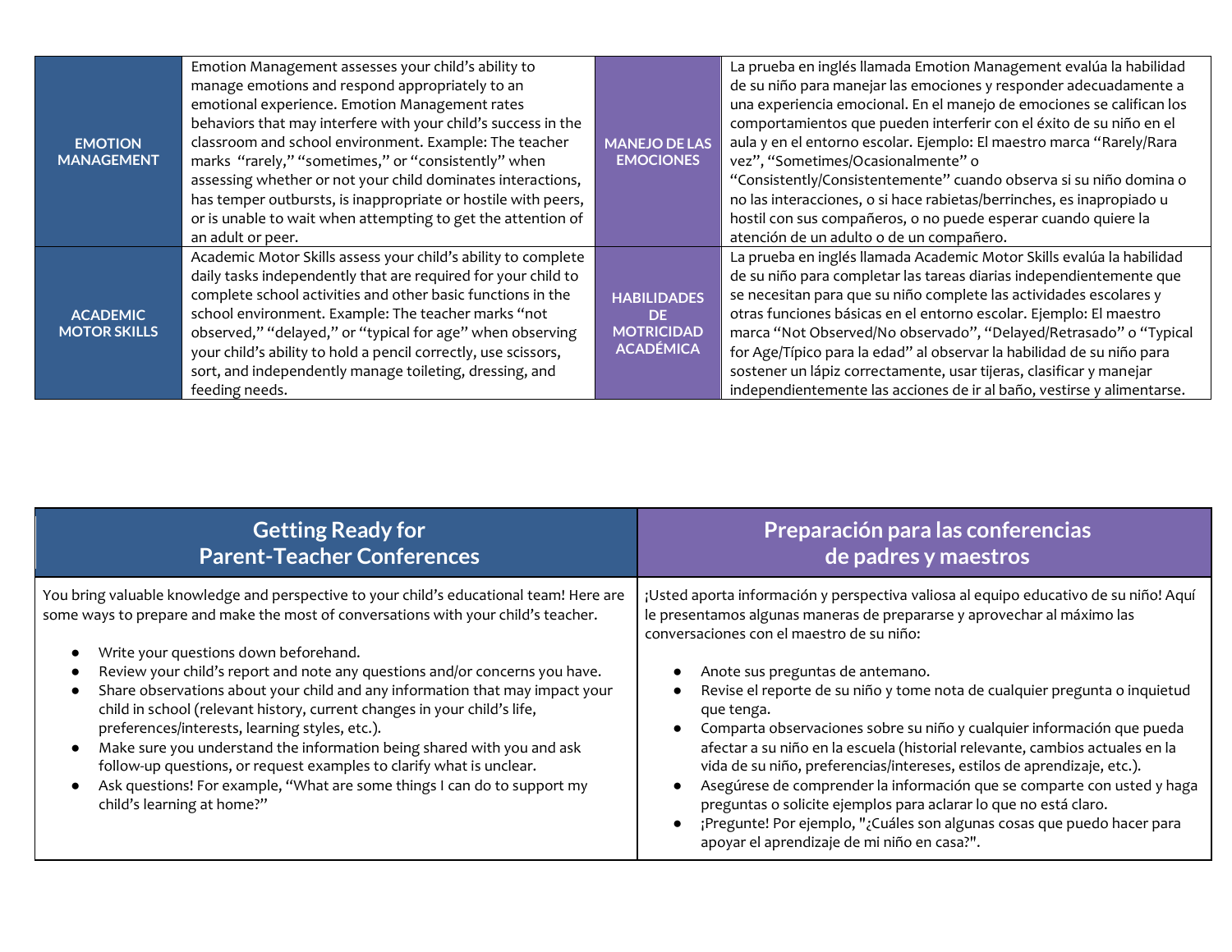| | | | |
|---|---|---|---|
| **EMOTION MANAGEMENT** | Emotion Management assesses your child's ability to manage emotions and respond appropriately to an emotional experience. Emotion Management rates behaviors that may interfere with your child's success in the classroom and school environment. Example: The teacher marks "rarely," "sometimes," or "consistently" when assessing whether or not your child dominates interactions, has temper outbursts, is inappropriate or hostile with peers, or is unable to wait when attempting to get the attention of an adult or peer. | **MANEJO DE LAS EMOCIONES** | La prueba en inglés llamada Emotion Management evalúa la habilidad de su niño para manejar las emociones y responder adecuadamente a una experiencia emocional. En el manejo de emociones se califican los comportamientos que pueden interferir con el éxito de su niño en el aula y en el entorno escolar. Ejemplo: El maestro marca "Rarely/Rara vez", "Sometimes/Ocasionalmente" o "Consistently/Consistentemente" cuando observa si su niño domina o no las interacciones, o si hace rabietas/berrinches, es inapropiado u hostil con sus compañeros, o no puede esperar cuando quiere la atención de un adulto o de un compañero. |
| **ACADEMIC MOTOR SKILLS** | Academic Motor Skills assess your child's ability to complete daily tasks independently that are required for your child to complete school activities and other basic functions in the school environment. Example: The teacher marks "not observed," "delayed," or "typical for age" when observing your child's ability to hold a pencil correctly, use scissors, sort, and independently manage toileting, dressing, and feeding needs. | **HABILIDADES DE MOTRICIDAD ACADÉMICA** | La prueba en inglés llamada Academic Motor Skills evalúa la habilidad de su niño para completar las tareas diarias independientemente que se necesitan para que su niño complete las actividades escolares y otras funciones básicas en el entorno escolar. Ejemplo: El maestro marca "Not Observed/No observado", "Delayed/Retrasado" o "Typical for Age/Típico para la edad" al observar la habilidad de su niño para sostener un lápiz correctamente, usar tijeras, clasificar y manejar independientemente las acciones de ir al baño, vestirse y alimentarse. |

| Getting Ready for Parent-Teacher Conferences | Preparación para las conferencias de padres y maestros |
|---|---|
| You bring valuable knowledge and perspective to your child's educational team! Here are some ways to prepare and make the most of conversations with your child's teacher:<br><br>● Write your questions down beforehand.<br>● Review your child's report and note any questions and/or concerns you have.<br>● Share observations about your child and any information that may impact your child in school (relevant history, current changes in your child's life, preferences/interests, learning styles, etc.).<br>● Make sure you understand the information being shared with you and ask follow-up questions, or request examples to clarify what is unclear.<br>● Ask questions! For example, "What are some things I can do to support my child's learning at home?" | ¡Usted aporta información y perspectiva valiosa al equipo educativo de su niño! Aquí le presentamos algunas maneras de prepararse y aprovechar al máximo las conversaciones con el maestro de su niño:<br><br>● Anote sus preguntas de antemano.<br>● Revise el reporte de su niño y tome nota de cualquier pregunta o inquietud que tenga.<br>● Comparta observaciones sobre su niño y cualquier información que pueda afectar a su niño en la escuela (historial relevante, cambios actuales en la vida de su niño, preferencias/intereses, estilos de aprendizaje, etc.).<br>● Asegúrese de comprender la información que se comparte con usted y haga preguntas o solicite ejemplos para aclarar lo que no está claro.<br>● ¡Pregunte! Por ejemplo, "¿Cuáles son algunas cosas que puedo hacer para apoyar el aprendizaje de mi niño en casa?". |